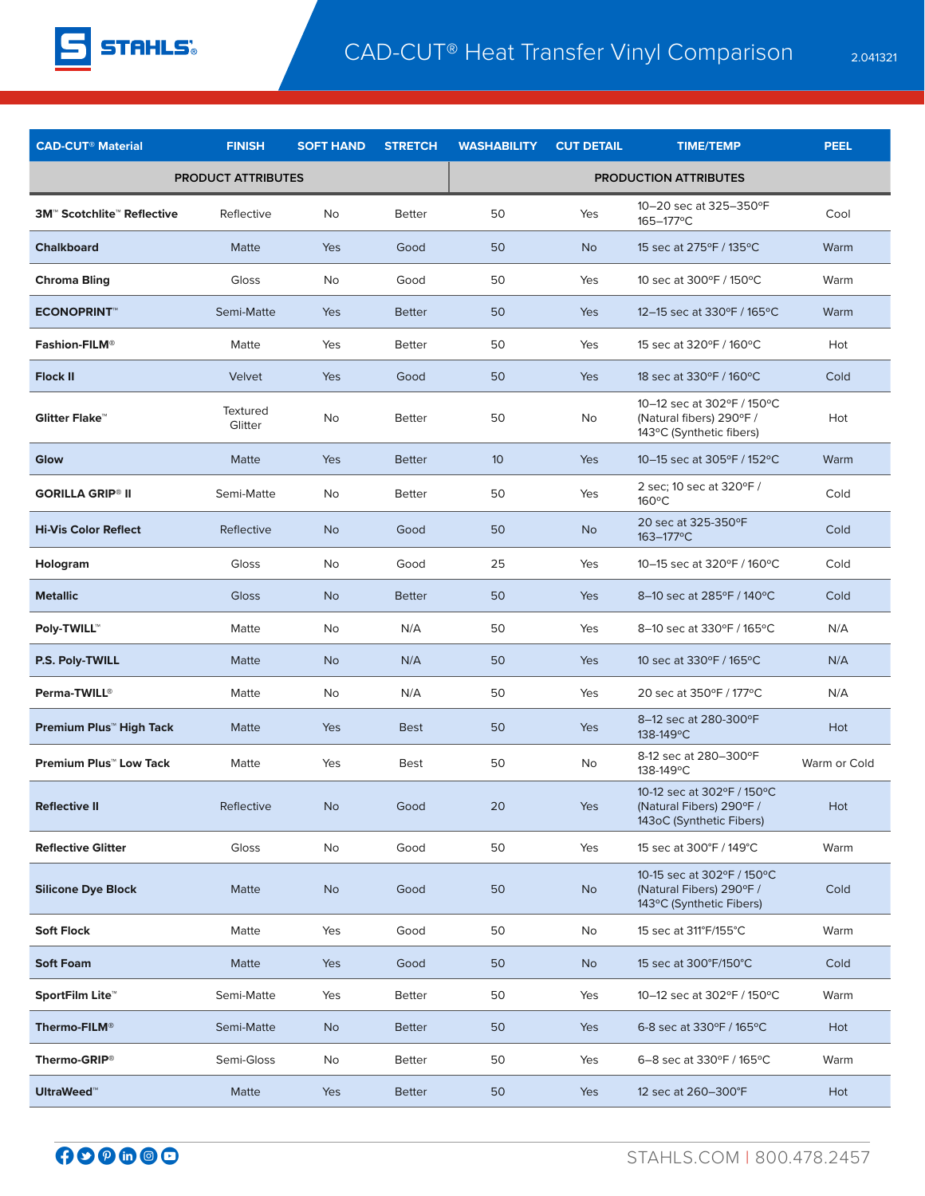# CAD-CUT® Heat Transfer Vinyl Comparison

2.041321

| CAD-CUT® Material | FINISH | SOFT HAND | STRETCH | WASHABILITY | CUT DETAIL | TIME/TEMP | PEEL |
|---|---|---|---|---|---|---|---|
| | PRODUCT ATTRIBUTES | | | PRODUCTION ATTRIBUTES | | | |
| **3M™ Scotchlite™ Reflective** | Reflective | No | Better | 50 | Yes | 10–20 sec at 325–350°F 165–177°C | Cool |
| **Chalkboard** | Matte | Yes | Good | 50 | No | 15 sec at 275°F / 135°C | Warm |
| **Chroma Bling** | Gloss | No | Good | 50 | Yes | 10 sec at 300°F / 150°C | Warm |
| **ECONOPRINT™** | Semi-Matte | Yes | Better | 50 | Yes | 12–15 sec at 330°F / 165°C | Warm |
| **Fashion-FILM®** | Matte | Yes | Better | 50 | Yes | 15 sec at 320°F / 160°C | Hot |
| **Flock II** | Velvet | Yes | Good | 50 | Yes | 18 sec at 330°F / 160°C | Cold |
| **Glitter Flake™** | Textured Glitter | No | Better | 50 | No | 10–12 sec at 302°F / 150°C (Natural fibers) 290°F / 143°C (Synthetic fibers) | Hot |
| **Glow** | Matte | Yes | Better | 10 | Yes | 10–15 sec at 305°F / 152°C | Warm |
| **GORILLA GRIP® II** | Semi-Matte | No | Better | 50 | Yes | 2 sec; 10 sec at 320°F / 160°C | Cold |
| **Hi-Vis Color Reflect** | Reflective | No | Good | 50 | No | 20 sec at 325-350°F 163–177°C | Cold |
| **Hologram** | Gloss | No | Good | 25 | Yes | 10–15 sec at 320°F / 160°C | Cold |
| **Metallic** | Gloss | No | Better | 50 | Yes | 8–10 sec at 285°F / 140°C | Cold |
| **Poly-TWILL™** | Matte | No | N/A | 50 | Yes | 8–10 sec at 330°F / 165°C | N/A |
| **P.S. Poly-TWILL** | Matte | No | N/A | 50 | Yes | 10 sec at 330°F / 165°C | N/A |
| **Perma-TWILL®** | Matte | No | N/A | 50 | Yes | 20 sec at 350°F / 177°C | N/A |
| **Premium Plus™ High Tack** | Matte | Yes | Best | 50 | Yes | 8–12 sec at 280-300°F 138-149°C | Hot |
| **Premium Plus™ Low Tack** | Matte | Yes | Best | 50 | No | 8-12 sec at 280–300°F 138-149°C | Warm or Cold |
| **Reflective II** | Reflective | No | Good | 20 | Yes | 10-12 sec at 302°F / 150°C (Natural Fibers) 290°F / 143oC (Synthetic Fibers) | Hot |
| **Reflective Glitter** | Gloss | No | Good | 50 | Yes | 15 sec at 300°F / 149°C | Warm |
| **Silicone Dye Block** | Matte | No | Good | 50 | No | 10-15 sec at 302°F / 150°C (Natural Fibers) 290°F / 143°C (Synthetic Fibers) | Cold |
| **Soft Flock** | Matte | Yes | Good | 50 | No | 15 sec at 311°F/155°C | Warm |
| **Soft Foam** | Matte | Yes | Good | 50 | No | 15 sec at 300°F/150°C | Cold |
| **SportFilm Lite™** | Semi-Matte | Yes | Better | 50 | Yes | 10–12 sec at 302°F / 150°C | Warm |
| **Thermo-FILM®** | Semi-Matte | No | Better | 50 | Yes | 6-8 sec at 330°F / 165°C | Hot |
| **Thermo-GRIP®** | Semi-Gloss | No | Better | 50 | Yes | 6–8 sec at 330°F / 165°C | Warm |
| **UltraWeed™** | Matte | Yes | Better | 50 | Yes | 12 sec at 260–300°F | Hot |

STAHLS.COM | 800.478.2457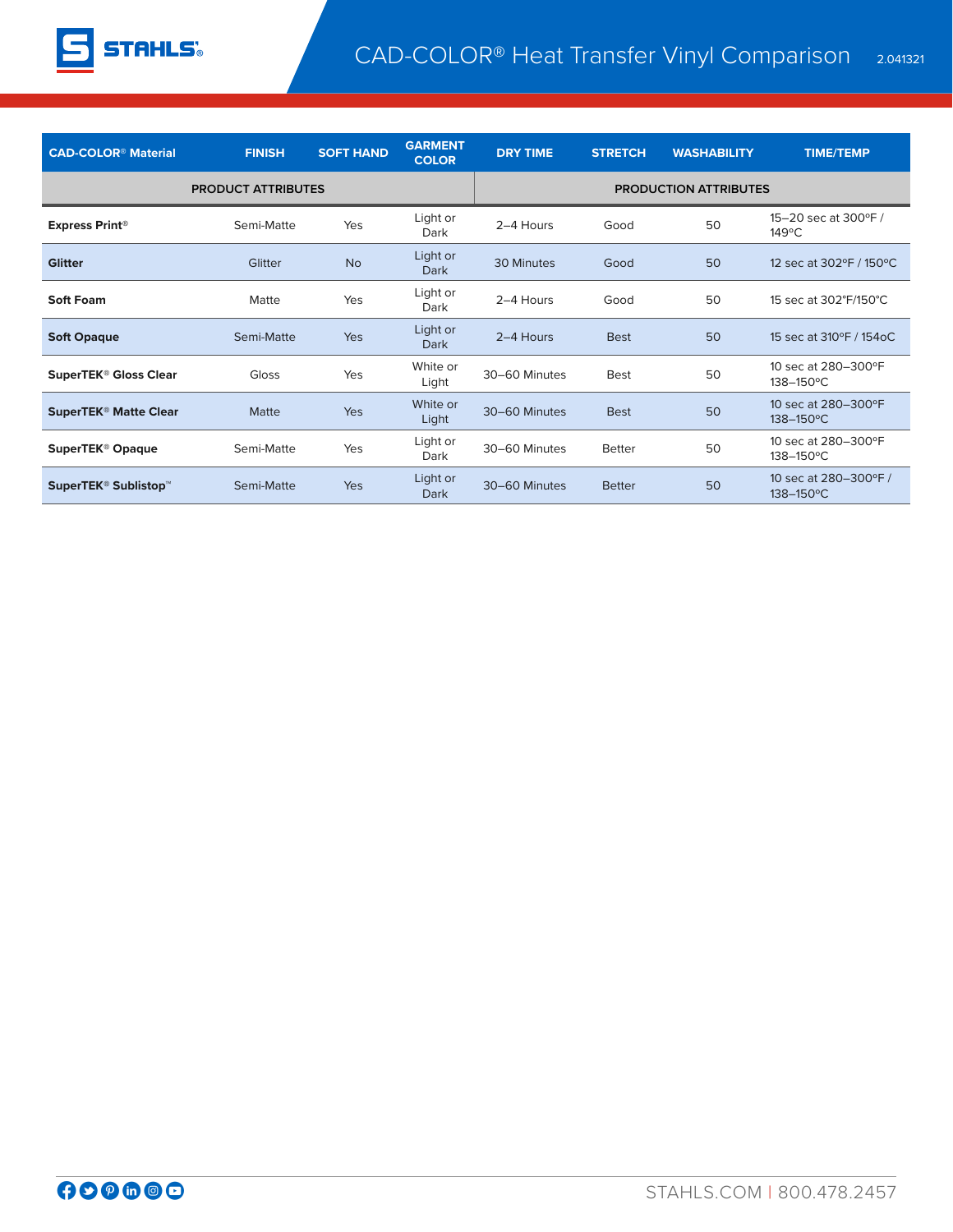# CAD-COLOR® Heat Transfer Vinyl Comparison

| CAD-COLOR® Material | FINISH | SOFT HAND | GARMENT COLOR | DRY TIME | STRETCH | WASHABILITY | TIME/TEMP |
|---|---|---|---|---|---|---|---|
| PRODUCT ATTRIBUTES | | | | PRODUCTION ATTRIBUTES | | | |
| **Express Print®** | Semi-Matte | Yes | Light or Dark | 2–4 Hours | Good | 50 | 15–20 sec at 300°F / 149°C |
| **Glitter** | Glitter | No | Light or Dark | 30 Minutes | Good | 50 | 12 sec at 302°F / 150°C |
| **Soft Foam** | Matte | Yes | Light or Dark | 2–4 Hours | Good | 50 | 15 sec at 302°F/150°C |
| **Soft Opaque** | Semi-Matte | Yes | Light or Dark | 2–4 Hours | Best | 50 | 15 sec at 310°F / 154oC |
| **SuperTEK® Gloss Clear** | Gloss | Yes | White or Light | 30–60 Minutes | Best | 50 | 10 sec at 280–300°F 138–150°C |
| **SuperTEK® Matte Clear** | Matte | Yes | White or Light | 30–60 Minutes | Best | 50 | 10 sec at 280–300°F 138–150°C |
| **SuperTEK® Opaque** | Semi-Matte | Yes | Light or Dark | 30–60 Minutes | Better | 50 | 10 sec at 280–300°F 138–150°C |
| **SuperTEK® Sublistop™** | Semi-Matte | Yes | Light or Dark | 30–60 Minutes | Better | 50 | 10 sec at 280–300°F / 138–150°C |

STAHLS.COM | 800.478.2457